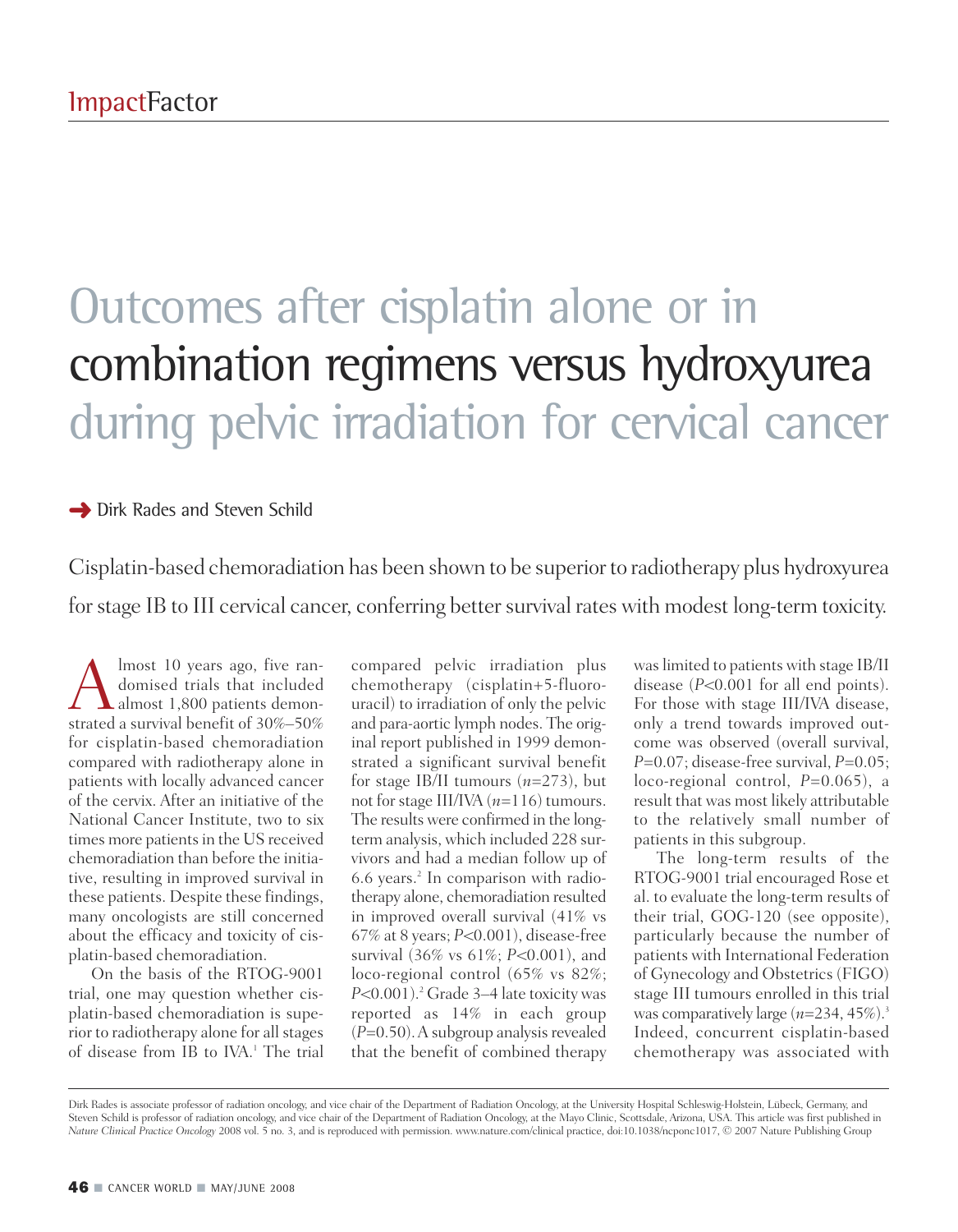ImpactFactor

# Outcomes after cisplatin alone or in combination regimens versus hydroxyurea during pelvic irradiation for cervical cancer

→ Dirk Rades and Steven Schild

Cisplatin-based chemoradiation has been shown to be superior to radiotherapy plus hydroxyurea for stage IB to III cervical cancer, conferring better survival rates with modest long-term toxicity.

Almost 10 years ago, five randomised trials that included almost 1,800 patients demonstrated a survival benefit of 30%–50% for cisplatin-based chemoradiation compared with radiotherapy alone in patients with locally advanced cancer of the cervix. After an initiative of the National Cancer Institute, two to six times more patients in the US received chemoradiation than before the initiative, resulting in improved survival in these patients. Despite these findings, many oncologists are still concerned about the efficacy and toxicity of cisplatin-based chemoradiation.

On the basis of the RTOG-9001 trial, one may question whether cisplatin-based chemoradiation is superior to radiotherapy alone for all stages of disease from IB to IVA.[1] The trial compared pelvic irradiation plus chemotherapy (cisplatin+5-fluorouracil) to irradiation of only the pelvic and para-aortic lymph nodes. The original report published in 1999 demonstrated a significant survival benefit for stage IB/II tumours ($n$=273), but not for stage III/IVA ($n$=116) tumours. The results were confirmed in the long-term analysis, which included 228 survivors and had a median follow up of 6.6 years.[2] In comparison with radiotherapy alone, chemoradiation resulted in improved overall survival (41% vs 67% at 8 years; $P$<0.001), disease-free survival (36% vs 61%; $P$<0.001), and loco-regional control (65% vs 82%; $P$<0.001).[2] Grade 3–4 late toxicity was reported as 14% in each group ($P$=0.50). A subgroup analysis revealed that the benefit of combined therapy was limited to patients with stage IB/II disease ($P$<0.001 for all end points). For those with stage III/IVA disease, only a trend towards improved outcome was observed (overall survival, $P$=0.07; disease-free survival, $P$=0.05; loco-regional control, $P$=0.065), a result that was most likely attributable to the relatively small number of patients in this subgroup.

The long-term results of the RTOG-9001 trial encouraged Rose et al. to evaluate the long-term results of their trial, GOG-120 (see opposite), particularly because the number of patients with International Federation of Gynecology and Obstetrics (FIGO) stage III tumours enrolled in this trial was comparatively large ($n$=234, 45%).[3] Indeed, concurrent cisplatin-based chemotherapy was associated with

Dirk Rades is associate professor of radiation oncology, and vice chair of the Department of Radiation Oncology, at the University Hospital Schleswig-Holstein, Lübeck, Germany, and Steven Schild is professor of radiation oncology, and vice chair of the Department of Radiation Oncology, at the Mayo Clinic, Scottsdale, Arizona, USA. This article was first published in *Nature Clinical Practice Oncology* 2008 vol. 5 no. 3, and is reproduced with permission. www.nature.com/clinical practice, doi:10.1038/ncponc1017, © 2007 Nature Publishing Group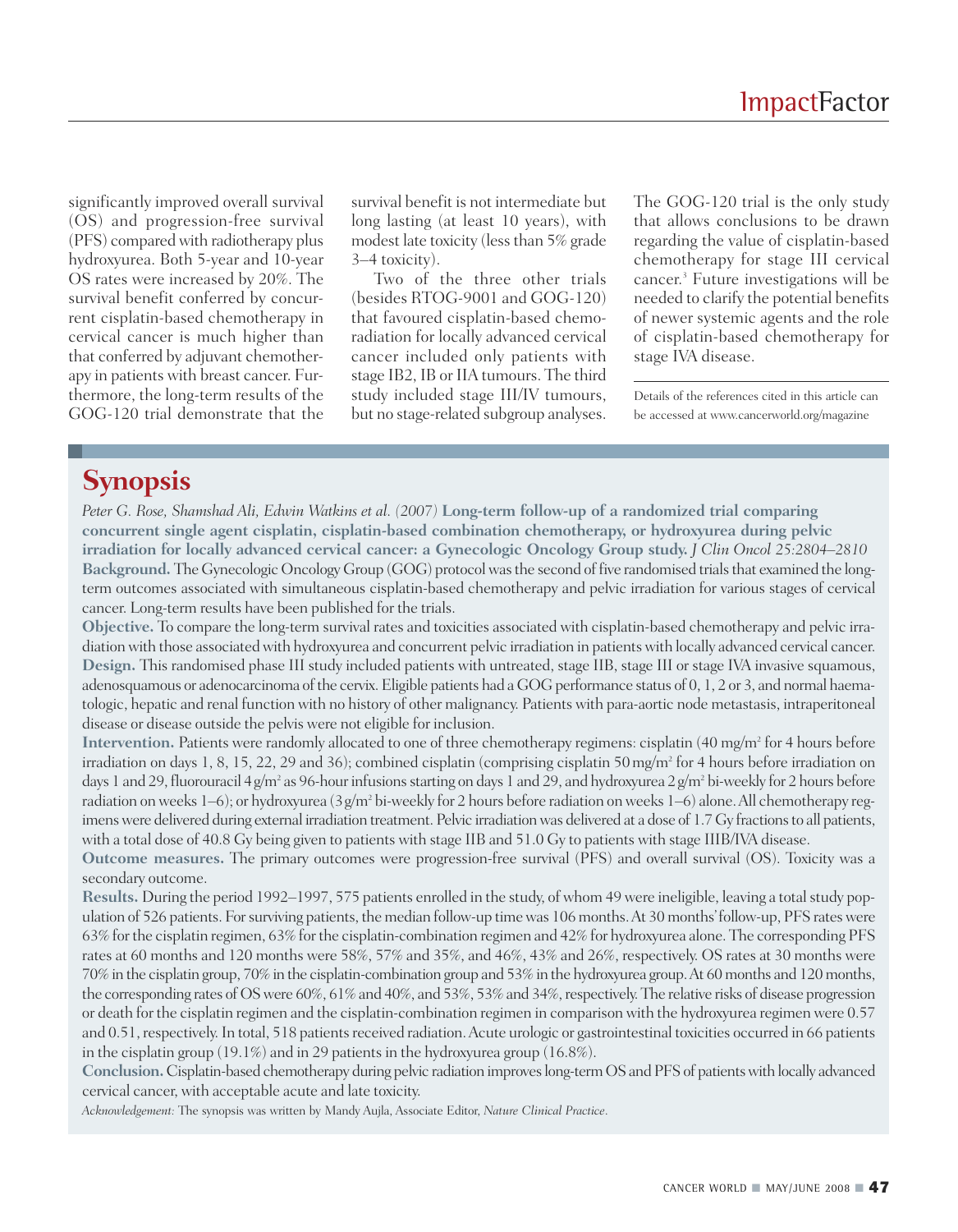significantly improved overall survival (OS) and progression-free survival (PFS) compared with radiotherapy plus hydroxyurea. Both 5-year and 10-year OS rates were increased by 20%. The survival benefit conferred by concurrent cisplatin-based chemotherapy in cervical cancer is much higher than that conferred by adjuvant chemotherapy in patients with breast cancer. Furthermore, the long-term results of the GOG-120 trial demonstrate that the survival benefit is not intermediate but long lasting (at least 10 years), with modest late toxicity (less than 5% grade 3–4 toxicity).

Two of the three other trials (besides RTOG-9001 and GOG-120) that favoured cisplatin-based chemoradiation for locally advanced cervical cancer included only patients with stage IB2, IB or IIA tumours. The third study included stage III/IV tumours, but no stage-related subgroup analyses.

The GOG-120 trial is the only study that allows conclusions to be drawn regarding the value of cisplatin-based chemotherapy for stage III cervical cancer.[3] Future investigations will be needed to clarify the potential benefits of newer systemic agents and the role of cisplatin-based chemotherapy for stage IVA disease.

Details of the references cited in this article can be accessed at www.cancerworld.org/magazine

## Synopsis

*Peter G. Rose, Shamshad Ali, Edwin Watkins et al.* (2007) **Long-term follow-up of a randomized trial comparing concurrent single agent cisplatin, cisplatin-based combination chemotherapy, or hydroxyurea during pelvic irradiation for locally advanced cervical cancer: a Gynecologic Oncology Group study.** *J Clin Oncol 25:2804–2810*

**Background.** The Gynecologic Oncology Group (GOG) protocol was the second of five randomised trials that examined the long-term outcomes associated with simultaneous cisplatin-based chemotherapy and pelvic irradiation for various stages of cervical cancer. Long-term results have been published for the trials.

**Objective.** To compare the long-term survival rates and toxicities associated with cisplatin-based chemotherapy and pelvic irradiation with those associated with hydroxyurea and concurrent pelvic irradiation in patients with locally advanced cervical cancer.

**Design.** This randomised phase III study included patients with untreated, stage IIB, stage III or stage IVA invasive squamous, adenosquamous or adenocarcinoma of the cervix. Eligible patients had a GOG performance status of 0, 1, 2 or 3, and normal haematologic, hepatic and renal function with no history of other malignancy. Patients with para-aortic node metastasis, intraperitoneal disease or disease outside the pelvis were not eligible for inclusion.

**Intervention.** Patients were randomly allocated to one of three chemotherapy regimens: cisplatin (40 mg/m$^2$ for 4 hours before irradiation on days 1, 8, 15, 22, 29 and 36); combined cisplatin (comprising cisplatin 50 mg/m$^2$ for 4 hours before irradiation on days 1 and 29, fluorouracil 4 g/m$^2$ as 96-hour infusions starting on days 1 and 29, and hydroxyurea 2 g/m$^2$ bi-weekly for 2 hours before radiation on weeks 1–6); or hydroxyurea (3 g/m$^2$ bi-weekly for 2 hours before radiation on weeks 1–6) alone. All chemotherapy regimens were delivered during external irradiation treatment. Pelvic irradiation was delivered at a dose of 1.7 Gy fractions to all patients, with a total dose of 40.8 Gy being given to patients with stage IIB and 51.0 Gy to patients with stage IIIB/IVA disease.

**Outcome measures.** The primary outcomes were progression-free survival (PFS) and overall survival (OS). Toxicity was a secondary outcome.

**Results.** During the period 1992–1997, 575 patients enrolled in the study, of whom 49 were ineligible, leaving a total study population of 526 patients. For surviving patients, the median follow-up time was 106 months. At 30 months' follow-up, PFS rates were 63% for the cisplatin regimen, 63% for the cisplatin-combination regimen and 42% for hydroxyurea alone. The corresponding PFS rates at 60 months and 120 months were 58%, 57% and 35%, and 46%, 43% and 26%, respectively. OS rates at 30 months were 70% in the cisplatin group, 70% in the cisplatin-combination group and 53% in the hydroxyurea group. At 60 months and 120 months, the corresponding rates of OS were 60%, 61% and 40%, and 53%, 53% and 34%, respectively. The relative risks of disease progression or death for the cisplatin regimen and the cisplatin-combination regimen in comparison with the hydroxyurea regimen were 0.57 and 0.51, respectively. In total, 518 patients received radiation. Acute urologic or gastrointestinal toxicities occurred in 66 patients in the cisplatin group (19.1%) and in 29 patients in the hydroxyurea group (16.8%).

**Conclusion.** Cisplatin-based chemotherapy during pelvic radiation improves long-term OS and PFS of patients with locally advanced cervical cancer, with acceptable acute and late toxicity.

*Acknowledgement:* The synopsis was written by Mandy Aujla, Associate Editor, *Nature Clinical Practice*.